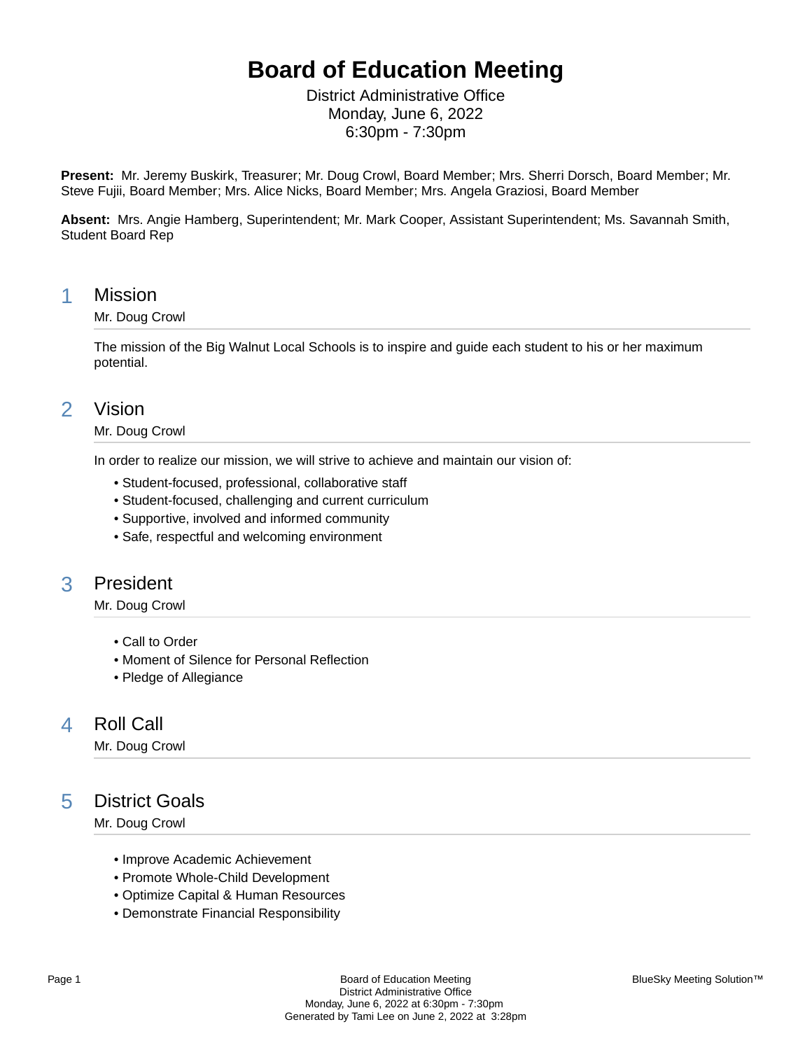# Board of Education Meeting

District Administrative Office
Monday, June 6, 2022
6:30pm - 7:30pm

**Present:** Mr. Jeremy Buskirk, Treasurer; Mr. Doug Crowl, Board Member; Mrs. Sherri Dorsch, Board Member; Mr. Steve Fujii, Board Member; Mrs. Alice Nicks, Board Member; Mrs. Angela Graziosi, Board Member

**Absent:** Mrs. Angie Hamberg, Superintendent; Mr. Mark Cooper, Assistant Superintendent; Ms. Savannah Smith, Student Board Rep

## 1 Mission

Mr. Doug Crowl

The mission of the Big Walnut Local Schools is to inspire and guide each student to his or her maximum potential.

## 2 Vision

Mr. Doug Crowl

In order to realize our mission, we will strive to achieve and maintain our vision of:

- Student-focused, professional, collaborative staff
- Student-focused, challenging and current curriculum
- Supportive, involved and informed community
- Safe, respectful and welcoming environment

## 3 President

Mr. Doug Crowl

- Call to Order
- Moment of Silence for Personal Reflection
- Pledge of Allegiance

## 4 Roll Call

Mr. Doug Crowl

## 5 District Goals

Mr. Doug Crowl

- Improve Academic Achievement
- Promote Whole-Child Development
- Optimize Capital & Human Resources
- Demonstrate Financial Responsibility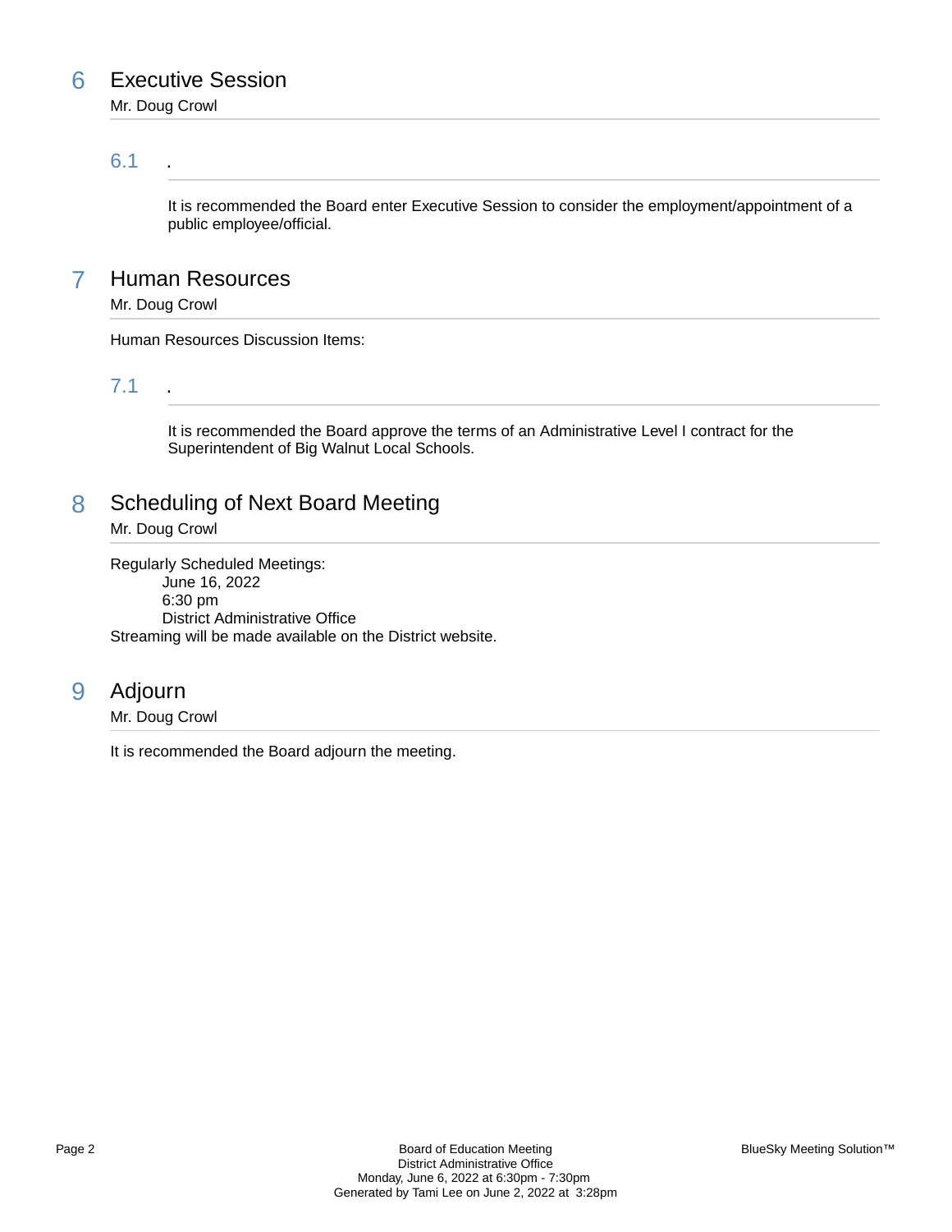## 6 Executive Session

Mr. Doug Crowl

### 6.1 .

It is recommended the Board enter Executive Session to consider the employment/appointment of a public employee/official.

## 7 Human Resources

Mr. Doug Crowl

Human Resources Discussion Items:

### 7.1 .

It is recommended the Board approve the terms of an Administrative Level I contract for the Superintendent of Big Walnut Local Schools.

## 8 Scheduling of Next Board Meeting

Mr. Doug Crowl

Regularly Scheduled Meetings:

June 16, 2022
6:30 pm
District Administrative Office

Streaming will be made available on the District website.

## 9 Adjourn

Mr. Doug Crowl

It is recommended the Board adjourn the meeting.